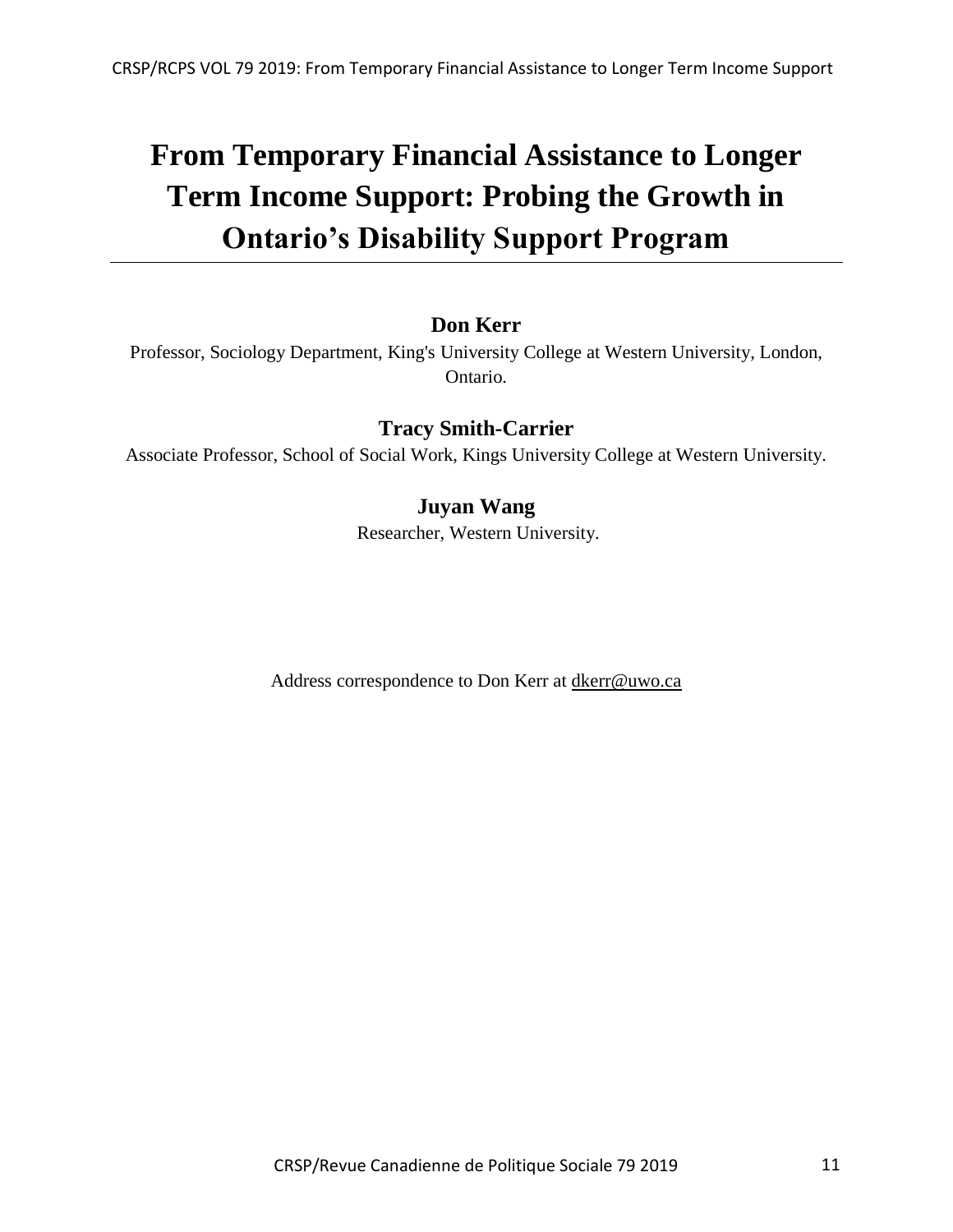# From Temporary Financial Assistance to Longer Term Income Support: Probing the Growth in Ontario's Disability Support Program

**Don Kerr**

Professor, Sociology Department, King's University College at Western University, London, Ontario.

**Tracy Smith-Carrier**

Associate Professor, School of Social Work, Kings University College at Western University.

**Juyan Wang**

Researcher, Western University.

Address correspondence to Don Kerr at dkerr@uwo.ca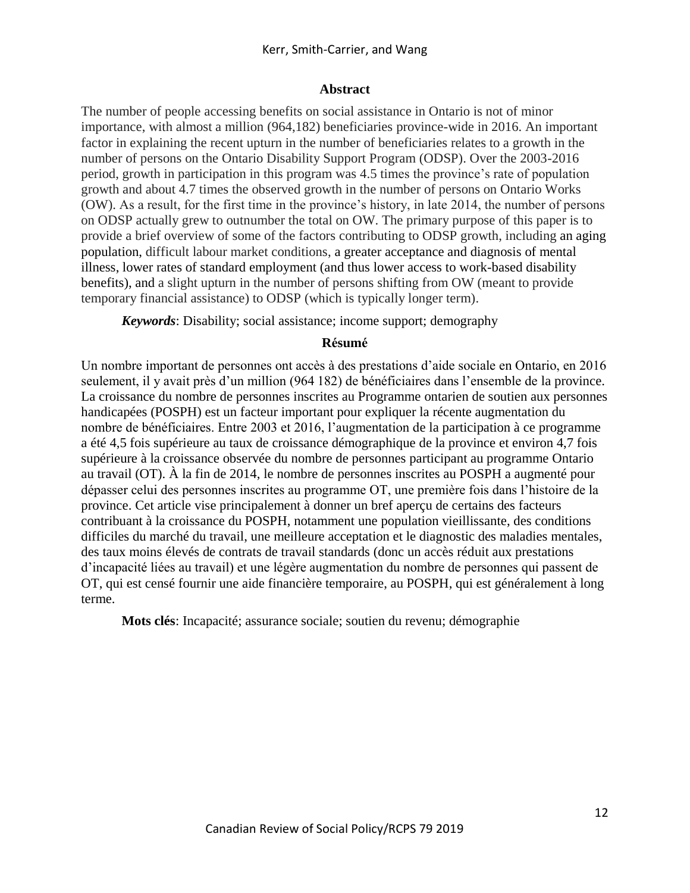## Abstract

The number of people accessing benefits on social assistance in Ontario is not of minor importance, with almost a million (964,182) beneficiaries province-wide in 2016. An important factor in explaining the recent upturn in the number of beneficiaries relates to a growth in the number of persons on the Ontario Disability Support Program (ODSP). Over the 2003-2016 period, growth in participation in this program was 4.5 times the province's rate of population growth and about 4.7 times the observed growth in the number of persons on Ontario Works (OW). As a result, for the first time in the province's history, in late 2014, the number of persons on ODSP actually grew to outnumber the total on OW. The primary purpose of this paper is to provide a brief overview of some of the factors contributing to ODSP growth, including an aging population, difficult labour market conditions, a greater acceptance and diagnosis of mental illness, lower rates of standard employment (and thus lower access to work-based disability benefits), and a slight upturn in the number of persons shifting from OW (meant to provide temporary financial assistance) to ODSP (which is typically longer term).

***Keywords***: Disability; social assistance; income support; demography

## Résumé

Un nombre important de personnes ont accès à des prestations d'aide sociale en Ontario, en 2016 seulement, il y avait près d'un million (964 182) de bénéficiaires dans l'ensemble de la province. La croissance du nombre de personnes inscrites au Programme ontarien de soutien aux personnes handicapées (POSPH) est un facteur important pour expliquer la récente augmentation du nombre de bénéficiaires. Entre 2003 et 2016, l'augmentation de la participation à ce programme a été 4,5 fois supérieure au taux de croissance démographique de la province et environ 4,7 fois supérieure à la croissance observée du nombre de personnes participant au programme Ontario au travail (OT). À la fin de 2014, le nombre de personnes inscrites au POSPH a augmenté pour dépasser celui des personnes inscrites au programme OT, une première fois dans l'histoire de la province. Cet article vise principalement à donner un bref aperçu de certains des facteurs contribuant à la croissance du POSPH, notamment une population vieillissante, des conditions difficiles du marché du travail, une meilleure acceptation et le diagnostic des maladies mentales, des taux moins élevés de contrats de travail standards (donc un accès réduit aux prestations d'incapacité liées au travail) et une légère augmentation du nombre de personnes qui passent de OT, qui est censé fournir une aide financière temporaire, au POSPH, qui est généralement à long terme.

**Mots clés**: Incapacité; assurance sociale; soutien du revenu; démographie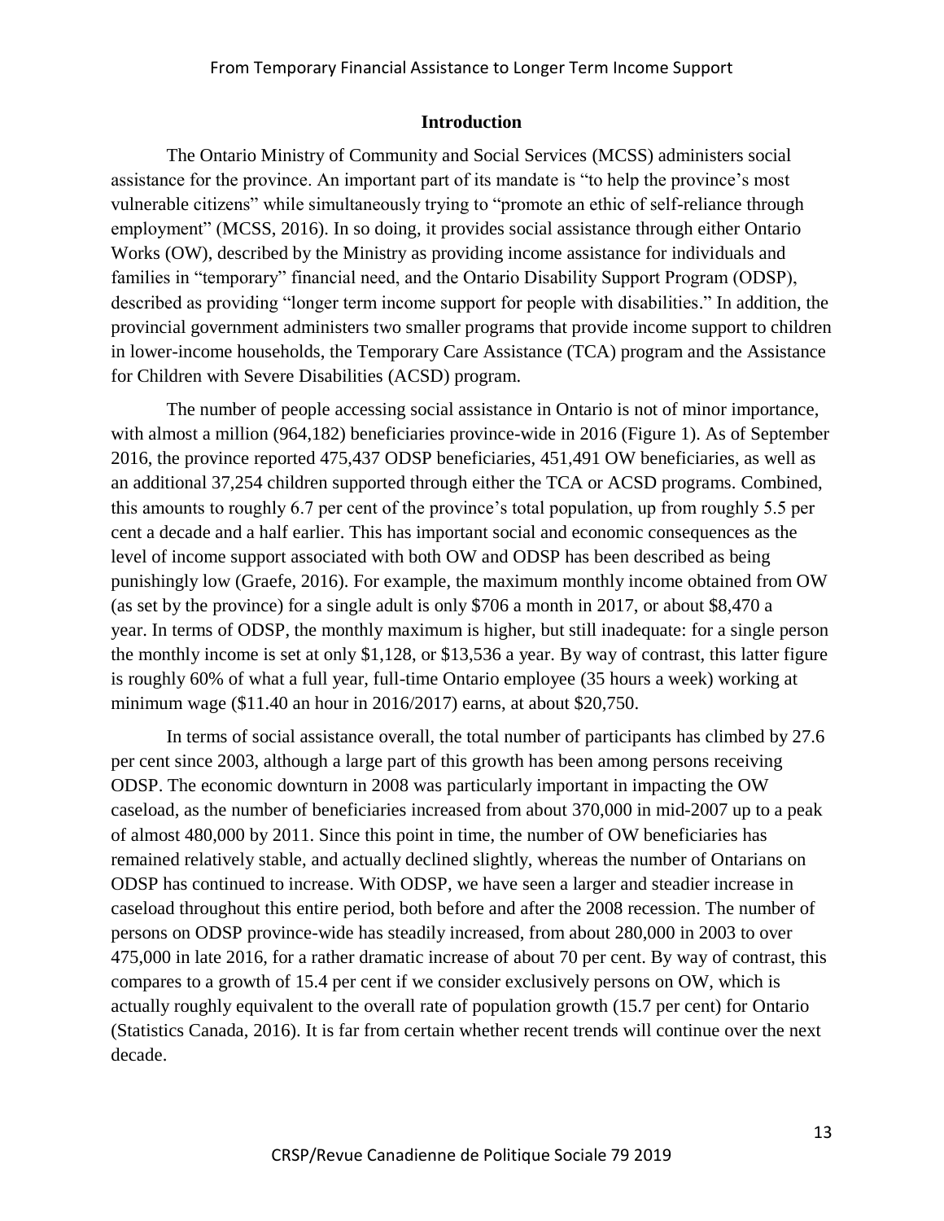## Introduction

The Ontario Ministry of Community and Social Services (MCSS) administers social assistance for the province. An important part of its mandate is "to help the province's most vulnerable citizens" while simultaneously trying to "promote an ethic of self-reliance through employment" (MCSS, 2016). In so doing, it provides social assistance through either Ontario Works (OW), described by the Ministry as providing income assistance for individuals and families in "temporary" financial need, and the Ontario Disability Support Program (ODSP), described as providing "longer term income support for people with disabilities." In addition, the provincial government administers two smaller programs that provide income support to children in lower-income households, the Temporary Care Assistance (TCA) program and the Assistance for Children with Severe Disabilities (ACSD) program.

The number of people accessing social assistance in Ontario is not of minor importance, with almost a million (964,182) beneficiaries province-wide in 2016 (Figure 1). As of September 2016, the province reported 475,437 ODSP beneficiaries, 451,491 OW beneficiaries, as well as an additional 37,254 children supported through either the TCA or ACSD programs. Combined, this amounts to roughly 6.7 per cent of the province's total population, up from roughly 5.5 per cent a decade and a half earlier. This has important social and economic consequences as the level of income support associated with both OW and ODSP has been described as being punishingly low (Graefe, 2016). For example, the maximum monthly income obtained from OW (as set by the province) for a single adult is only $706 a month in 2017, or about $8,470 a year. In terms of ODSP, the monthly maximum is higher, but still inadequate: for a single person the monthly income is set at only $1,128, or $13,536 a year. By way of contrast, this latter figure is roughly 60% of what a full year, full-time Ontario employee (35 hours a week) working at minimum wage ($11.40 an hour in 2016/2017) earns, at about $20,750.

In terms of social assistance overall, the total number of participants has climbed by 27.6 per cent since 2003, although a large part of this growth has been among persons receiving ODSP. The economic downturn in 2008 was particularly important in impacting the OW caseload, as the number of beneficiaries increased from about 370,000 in mid-2007 up to a peak of almost 480,000 by 2011. Since this point in time, the number of OW beneficiaries has remained relatively stable, and actually declined slightly, whereas the number of Ontarians on ODSP has continued to increase. With ODSP, we have seen a larger and steadier increase in caseload throughout this entire period, both before and after the 2008 recession. The number of persons on ODSP province-wide has steadily increased, from about 280,000 in 2003 to over 475,000 in late 2016, for a rather dramatic increase of about 70 per cent. By way of contrast, this compares to a growth of 15.4 per cent if we consider exclusively persons on OW, which is actually roughly equivalent to the overall rate of population growth (15.7 per cent) for Ontario (Statistics Canada, 2016). It is far from certain whether recent trends will continue over the next decade.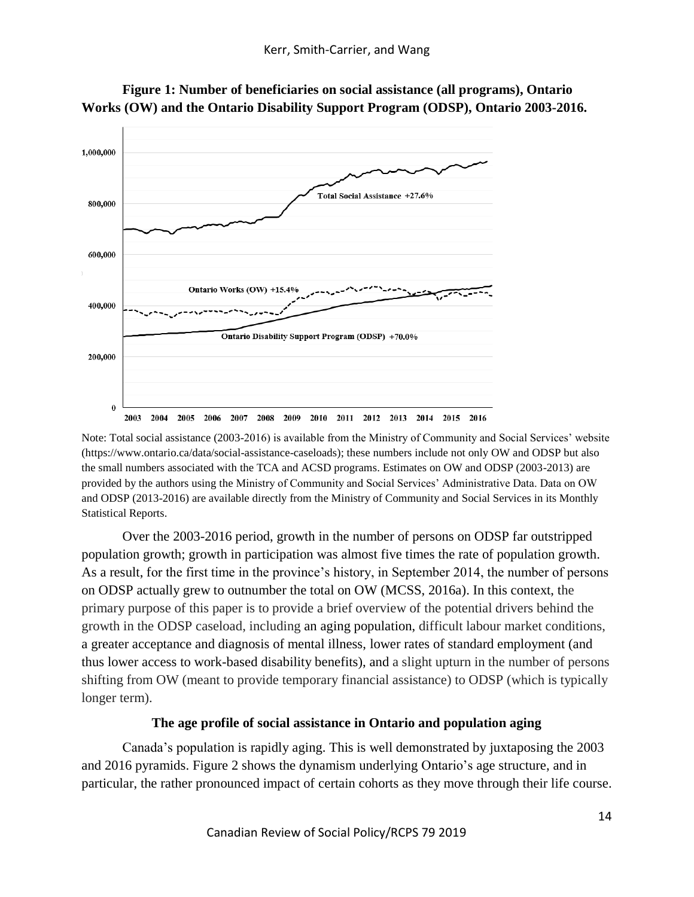**Figure 1: Number of beneficiaries on social assistance (all programs), Ontario Works (OW) and the Ontario Disability Support Program (ODSP), Ontario 2003-2016.**

Note: Total social assistance (2003-2016) is available from the Ministry of Community and Social Services' website (https://www.ontario.ca/data/social-assistance-caseloads); these numbers include not only OW and ODSP but also the small numbers associated with the TCA and ACSD programs. Estimates on OW and ODSP (2003-2013) are provided by the authors using the Ministry of Community and Social Services' Administrative Data. Data on OW and ODSP (2013-2016) are available directly from the Ministry of Community and Social Services in its Monthly Statistical Reports.

Over the 2003-2016 period, growth in the number of persons on ODSP far outstripped population growth; growth in participation was almost five times the rate of population growth. As a result, for the first time in the province's history, in September 2014, the number of persons on ODSP actually grew to outnumber the total on OW (MCSS, 2016a). In this context, the primary purpose of this paper is to provide a brief overview of the potential drivers behind the growth in the ODSP caseload, including an aging population, difficult labour market conditions, a greater acceptance and diagnosis of mental illness, lower rates of standard employment (and thus lower access to work-based disability benefits), and a slight upturn in the number of persons shifting from OW (meant to provide temporary financial assistance) to ODSP (which is typically longer term).

### The age profile of social assistance in Ontario and population aging

Canada's population is rapidly aging. This is well demonstrated by juxtaposing the 2003 and 2016 pyramids. Figure 2 shows the dynamism underlying Ontario's age structure, and in particular, the rather pronounced impact of certain cohorts as they move through their life course.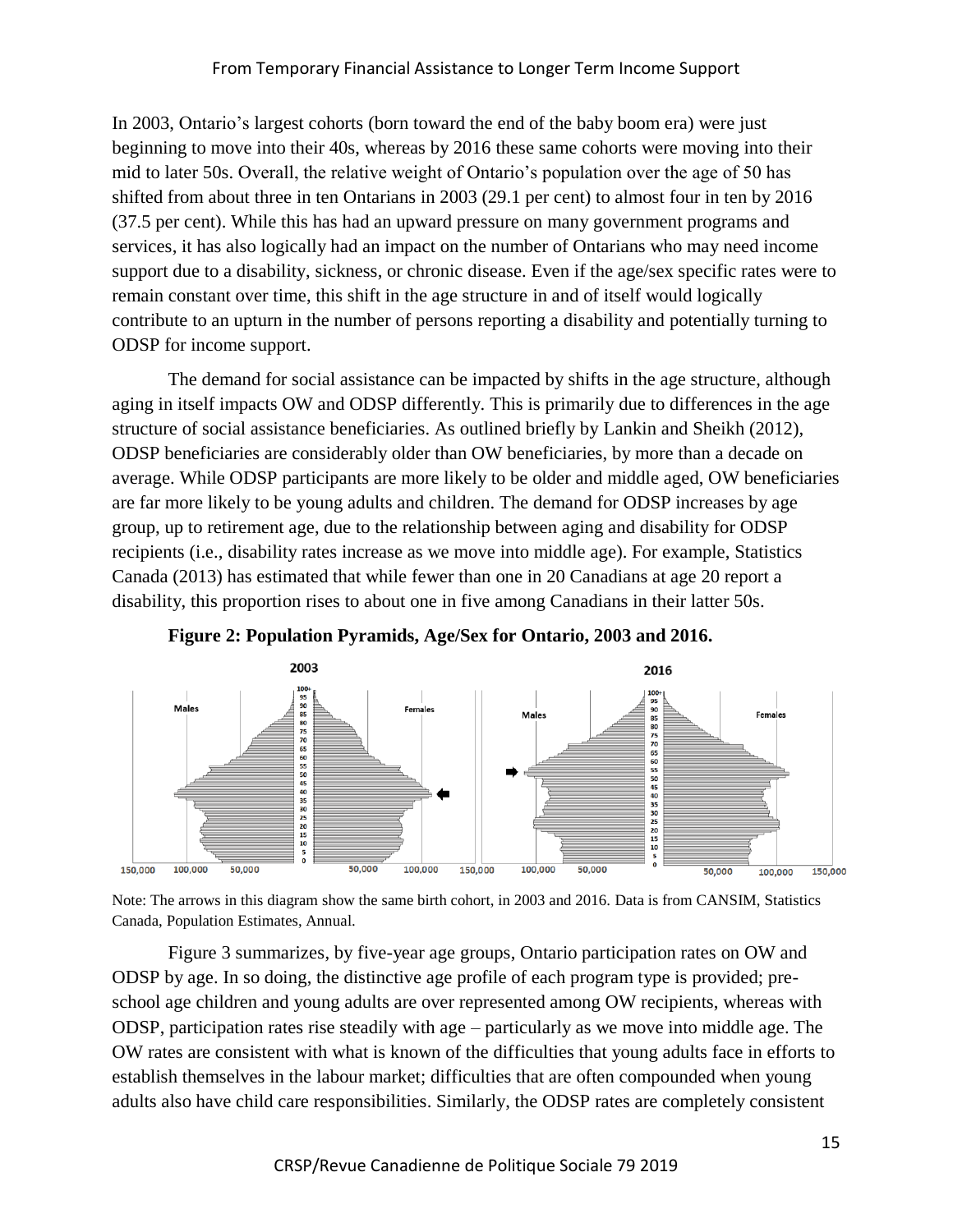In 2003, Ontario's largest cohorts (born toward the end of the baby boom era) were just beginning to move into their 40s, whereas by 2016 these same cohorts were moving into their mid to later 50s. Overall, the relative weight of Ontario's population over the age of 50 has shifted from about three in ten Ontarians in 2003 (29.1 per cent) to almost four in ten by 2016 (37.5 per cent). While this has had an upward pressure on many government programs and services, it has also logically had an impact on the number of Ontarians who may need income support due to a disability, sickness, or chronic disease. Even if the age/sex specific rates were to remain constant over time, this shift in the age structure in and of itself would logically contribute to an upturn in the number of persons reporting a disability and potentially turning to ODSP for income support.

The demand for social assistance can be impacted by shifts in the age structure, although aging in itself impacts OW and ODSP differently. This is primarily due to differences in the age structure of social assistance beneficiaries. As outlined briefly by Lankin and Sheikh (2012), ODSP beneficiaries are considerably older than OW beneficiaries, by more than a decade on average. While ODSP participants are more likely to be older and middle aged, OW beneficiaries are far more likely to be young adults and children. The demand for ODSP increases by age group, up to retirement age, due to the relationship between aging and disability for ODSP recipients (i.e., disability rates increase as we move into middle age). For example, Statistics Canada (2013) has estimated that while fewer than one in 20 Canadians at age 20 report a disability, this proportion rises to about one in five among Canadians in their latter 50s.

**Figure 2: Population Pyramids, Age/Sex for Ontario, 2003 and 2016.**

Note: The arrows in this diagram show the same birth cohort, in 2003 and 2016. Data is from CANSIM, Statistics Canada, Population Estimates, Annual.

Figure 3 summarizes, by five-year age groups, Ontario participation rates on OW and ODSP by age. In so doing, the distinctive age profile of each program type is provided; pre-school age children and young adults are over represented among OW recipients, whereas with ODSP, participation rates rise steadily with age – particularly as we move into middle age. The OW rates are consistent with what is known of the difficulties that young adults face in efforts to establish themselves in the labour market; difficulties that are often compounded when young adults also have child care responsibilities. Similarly, the ODSP rates are completely consistent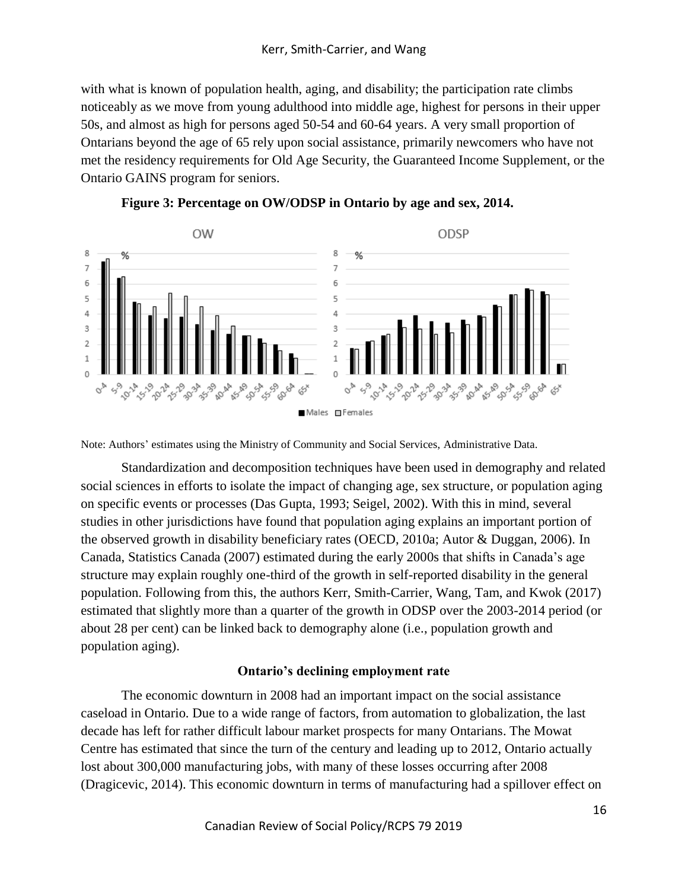with what is known of population health, aging, and disability; the participation rate climbs noticeably as we move from young adulthood into middle age, highest for persons in their upper 50s, and almost as high for persons aged 50-54 and 60-64 years. A very small proportion of Ontarians beyond the age of 65 rely upon social assistance, primarily newcomers who have not met the residency requirements for Old Age Security, the Guaranteed Income Supplement, or the Ontario GAINS program for seniors.

**Figure 3: Percentage on OW/ODSP in Ontario by age and sex, 2014.**

Note: Authors' estimates using the Ministry of Community and Social Services, Administrative Data.

Standardization and decomposition techniques have been used in demography and related social sciences in efforts to isolate the impact of changing age, sex structure, or population aging on specific events or processes (Das Gupta, 1993; Seigel, 2002). With this in mind, several studies in other jurisdictions have found that population aging explains an important portion of the observed growth in disability beneficiary rates (OECD, 2010a; Autor & Duggan, 2006). In Canada, Statistics Canada (2007) estimated during the early 2000s that shifts in Canada's age structure may explain roughly one-third of the growth in self-reported disability in the general population. Following from this, the authors Kerr, Smith-Carrier, Wang, Tam, and Kwok (2017) estimated that slightly more than a quarter of the growth in ODSP over the 2003-2014 period (or about 28 per cent) can be linked back to demography alone (i.e., population growth and population aging).

## Ontario's declining employment rate

The economic downturn in 2008 had an important impact on the social assistance caseload in Ontario. Due to a wide range of factors, from automation to globalization, the last decade has left for rather difficult labour market prospects for many Ontarians. The Mowat Centre has estimated that since the turn of the century and leading up to 2012, Ontario actually lost about 300,000 manufacturing jobs, with many of these losses occurring after 2008 (Dragicevic, 2014). This economic downturn in terms of manufacturing had a spillover effect on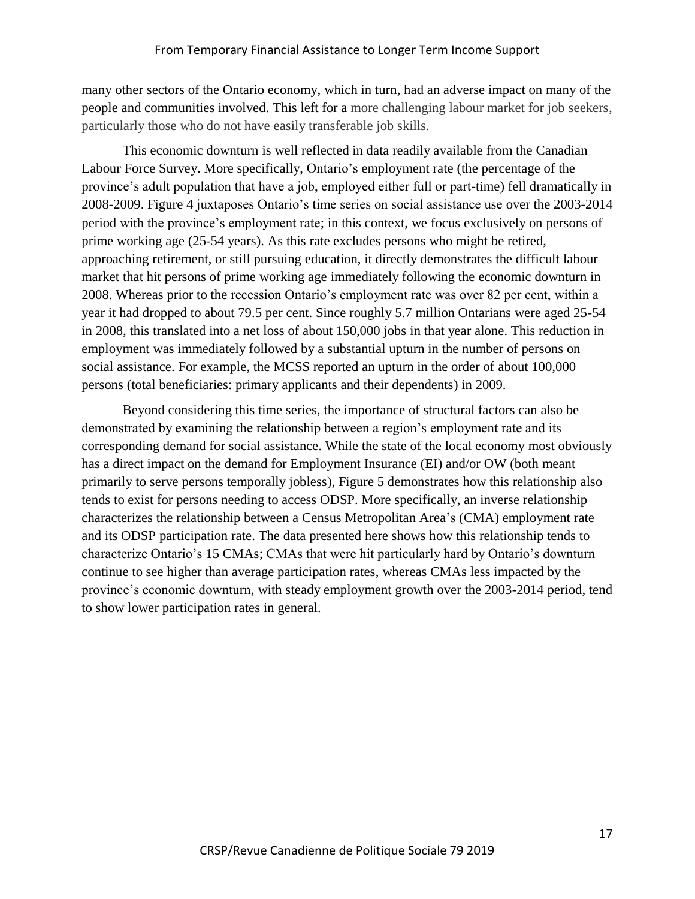many other sectors of the Ontario economy, which in turn, had an adverse impact on many of the people and communities involved. This left for a more challenging labour market for job seekers, particularly those who do not have easily transferable job skills.

This economic downturn is well reflected in data readily available from the Canadian Labour Force Survey. More specifically, Ontario's employment rate (the percentage of the province's adult population that have a job, employed either full or part-time) fell dramatically in 2008-2009. Figure 4 juxtaposes Ontario's time series on social assistance use over the 2003-2014 period with the province's employment rate; in this context, we focus exclusively on persons of prime working age (25-54 years). As this rate excludes persons who might be retired, approaching retirement, or still pursuing education, it directly demonstrates the difficult labour market that hit persons of prime working age immediately following the economic downturn in 2008. Whereas prior to the recession Ontario's employment rate was over 82 per cent, within a year it had dropped to about 79.5 per cent. Since roughly 5.7 million Ontarians were aged 25-54 in 2008, this translated into a net loss of about 150,000 jobs in that year alone. This reduction in employment was immediately followed by a substantial upturn in the number of persons on social assistance. For example, the MCSS reported an upturn in the order of about 100,000 persons (total beneficiaries: primary applicants and their dependents) in 2009.

Beyond considering this time series, the importance of structural factors can also be demonstrated by examining the relationship between a region's employment rate and its corresponding demand for social assistance. While the state of the local economy most obviously has a direct impact on the demand for Employment Insurance (EI) and/or OW (both meant primarily to serve persons temporally jobless), Figure 5 demonstrates how this relationship also tends to exist for persons needing to access ODSP. More specifically, an inverse relationship characterizes the relationship between a Census Metropolitan Area's (CMA) employment rate and its ODSP participation rate. The data presented here shows how this relationship tends to characterize Ontario's 15 CMAs; CMAs that were hit particularly hard by Ontario's downturn continue to see higher than average participation rates, whereas CMAs less impacted by the province's economic downturn, with steady employment growth over the 2003-2014 period, tend to show lower participation rates in general.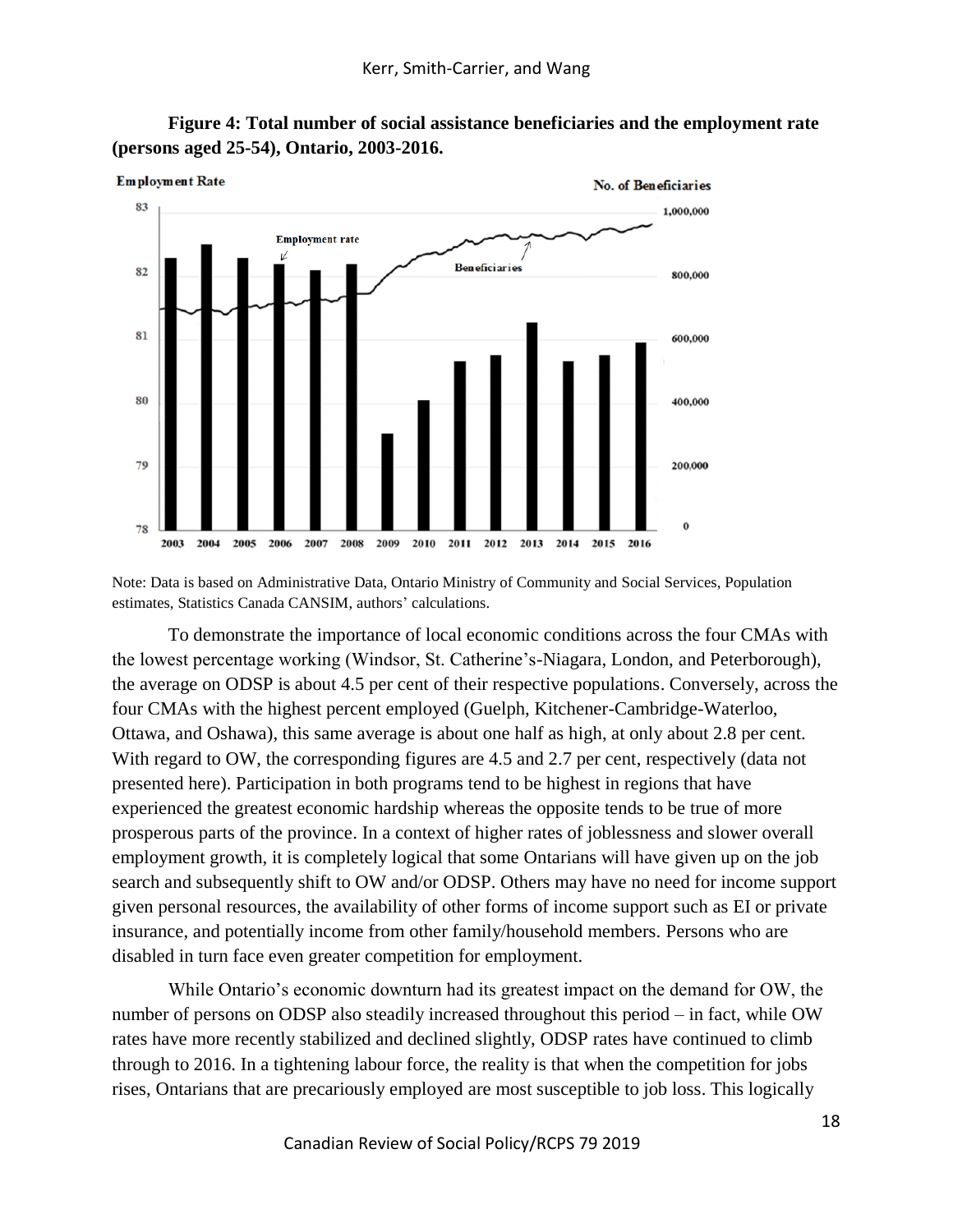**Figure 4: Total number of social assistance beneficiaries and the employment rate (persons aged 25-54), Ontario, 2003-2016.**

Note: Data is based on Administrative Data, Ontario Ministry of Community and Social Services, Population estimates, Statistics Canada CANSIM, authors' calculations.

To demonstrate the importance of local economic conditions across the four CMAs with the lowest percentage working (Windsor, St. Catherine's-Niagara, London, and Peterborough), the average on ODSP is about 4.5 per cent of their respective populations. Conversely, across the four CMAs with the highest percent employed (Guelph, Kitchener-Cambridge-Waterloo, Ottawa, and Oshawa), this same average is about one half as high, at only about 2.8 per cent. With regard to OW, the corresponding figures are 4.5 and 2.7 per cent, respectively (data not presented here). Participation in both programs tend to be highest in regions that have experienced the greatest economic hardship whereas the opposite tends to be true of more prosperous parts of the province. In a context of higher rates of joblessness and slower overall employment growth, it is completely logical that some Ontarians will have given up on the job search and subsequently shift to OW and/or ODSP. Others may have no need for income support given personal resources, the availability of other forms of income support such as EI or private insurance, and potentially income from other family/household members. Persons who are disabled in turn face even greater competition for employment.

While Ontario's economic downturn had its greatest impact on the demand for OW, the number of persons on ODSP also steadily increased throughout this period – in fact, while OW rates have more recently stabilized and declined slightly, ODSP rates have continued to climb through to 2016. In a tightening labour force, the reality is that when the competition for jobs rises, Ontarians that are precariously employed are most susceptible to job loss. This logically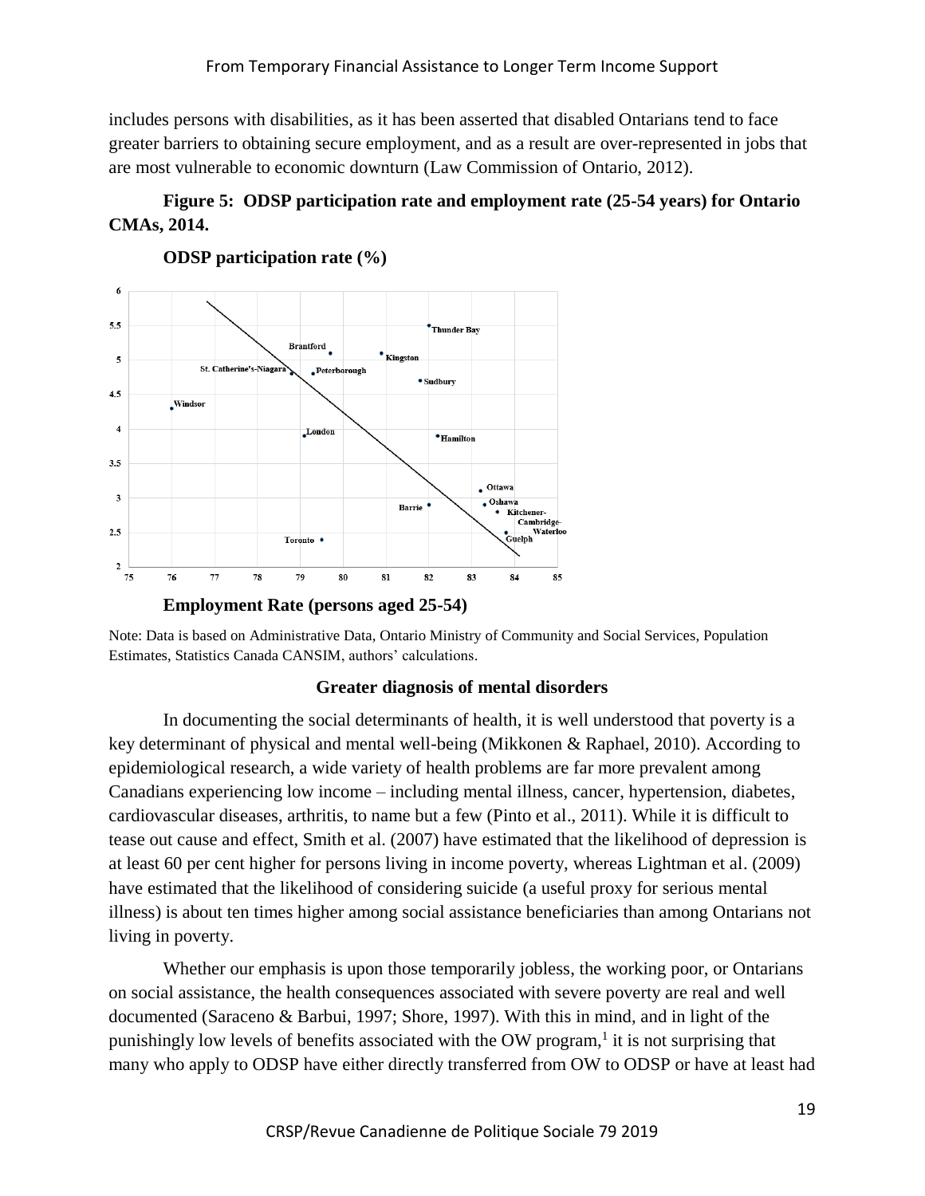includes persons with disabilities, as it has been asserted that disabled Ontarians tend to face greater barriers to obtaining secure employment, and as a result are over-represented in jobs that are most vulnerable to economic downturn (Law Commission of Ontario, 2012).

**Figure 5: ODSP participation rate and employment rate (25-54 years) for Ontario CMAs, 2014.**

**ODSP participation rate (%)**

**Employment Rate (persons aged 25-54)**

Note: Data is based on Administrative Data, Ontario Ministry of Community and Social Services, Population Estimates, Statistics Canada CANSIM, authors' calculations.

### Greater diagnosis of mental disorders

In documenting the social determinants of health, it is well understood that poverty is a key determinant of physical and mental well-being (Mikkonen & Raphael, 2010). According to epidemiological research, a wide variety of health problems are far more prevalent among Canadians experiencing low income – including mental illness, cancer, hypertension, diabetes, cardiovascular diseases, arthritis, to name but a few (Pinto et al., 2011). While it is difficult to tease out cause and effect, Smith et al. (2007) have estimated that the likelihood of depression is at least 60 per cent higher for persons living in income poverty, whereas Lightman et al. (2009) have estimated that the likelihood of considering suicide (a useful proxy for serious mental illness) is about ten times higher among social assistance beneficiaries than among Ontarians not living in poverty.

Whether our emphasis is upon those temporarily jobless, the working poor, or Ontarians on social assistance, the health consequences associated with severe poverty are real and well documented (Saraceno & Barbui, 1997; Shore, 1997). With this in mind, and in light of the punishingly low levels of benefits associated with the OW program,[1] it is not surprising that many who apply to ODSP have either directly transferred from OW to ODSP or have at least had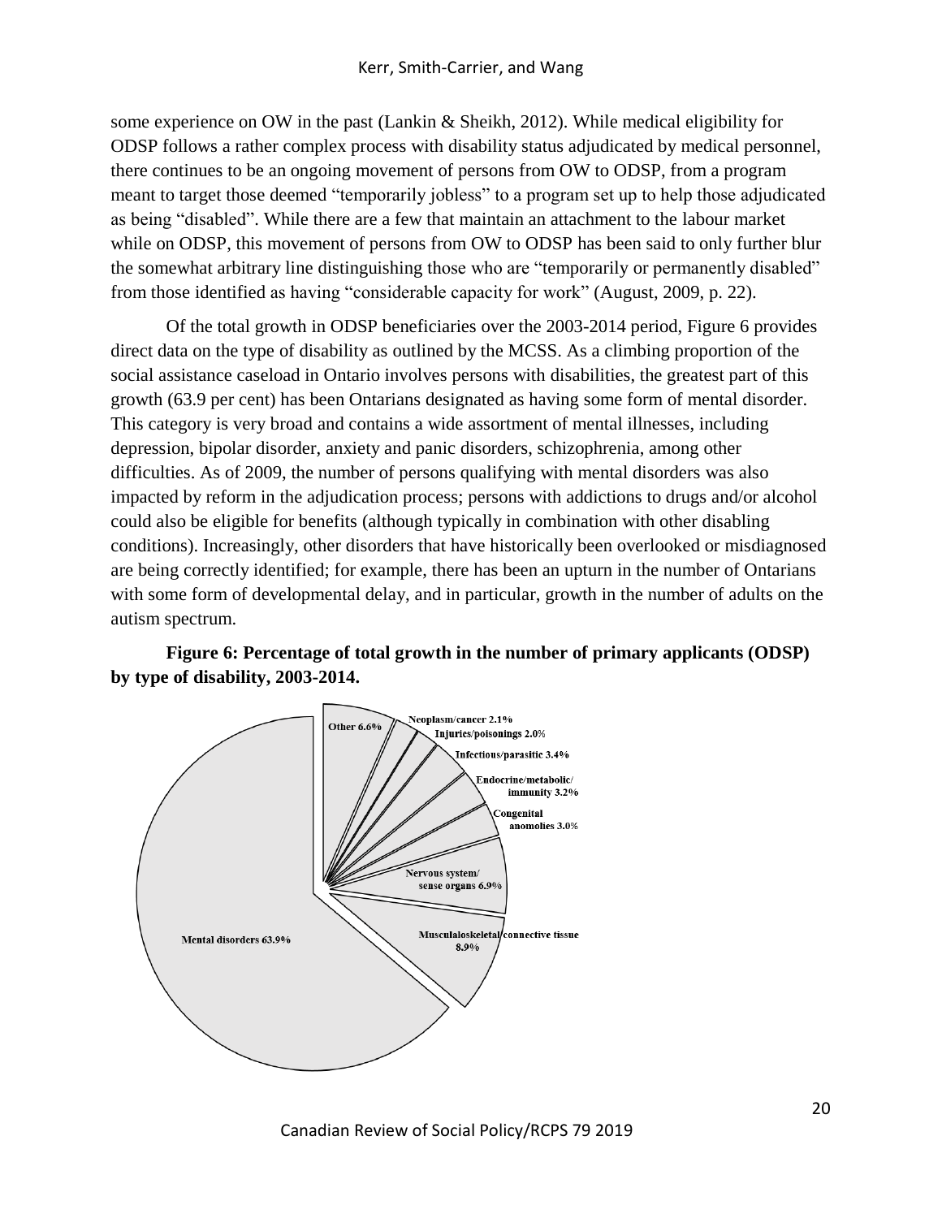some experience on OW in the past (Lankin & Sheikh, 2012). While medical eligibility for ODSP follows a rather complex process with disability status adjudicated by medical personnel, there continues to be an ongoing movement of persons from OW to ODSP, from a program meant to target those deemed "temporarily jobless" to a program set up to help those adjudicated as being "disabled". While there are a few that maintain an attachment to the labour market while on ODSP, this movement of persons from OW to ODSP has been said to only further blur the somewhat arbitrary line distinguishing those who are "temporarily or permanently disabled" from those identified as having "considerable capacity for work" (August, 2009, p. 22).

Of the total growth in ODSP beneficiaries over the 2003-2014 period, Figure 6 provides direct data on the type of disability as outlined by the MCSS. As a climbing proportion of the social assistance caseload in Ontario involves persons with disabilities, the greatest part of this growth (63.9 per cent) has been Ontarians designated as having some form of mental disorder. This category is very broad and contains a wide assortment of mental illnesses, including depression, bipolar disorder, anxiety and panic disorders, schizophrenia, among other difficulties. As of 2009, the number of persons qualifying with mental disorders was also impacted by reform in the adjudication process; persons with addictions to drugs and/or alcohol could also be eligible for benefits (although typically in combination with other disabling conditions). Increasingly, other disorders that have historically been overlooked or misdiagnosed are being correctly identified; for example, there has been an upturn in the number of Ontarians with some form of developmental delay, and in particular, growth in the number of adults on the autism spectrum.

**Figure 6: Percentage of total growth in the number of primary applicants (ODSP) by type of disability, 2003-2014.**

| Type of disability | Percentage |
| --- | --- |
| Mental disorders | 63.9% |
| Musculaloskeletal/connective tissue | 8.9% |
| Nervous system/sense organs | 6.9% |
| Congenital anomolies | 3.0% |
| Endocrine/metabolic/immunity | 3.2% |
| Infectious/parasitic | 3.4% |
| Injuries/poisonings | 2.0% |
| Neoplasm/cancer | 2.1% |
| Other | 6.6% |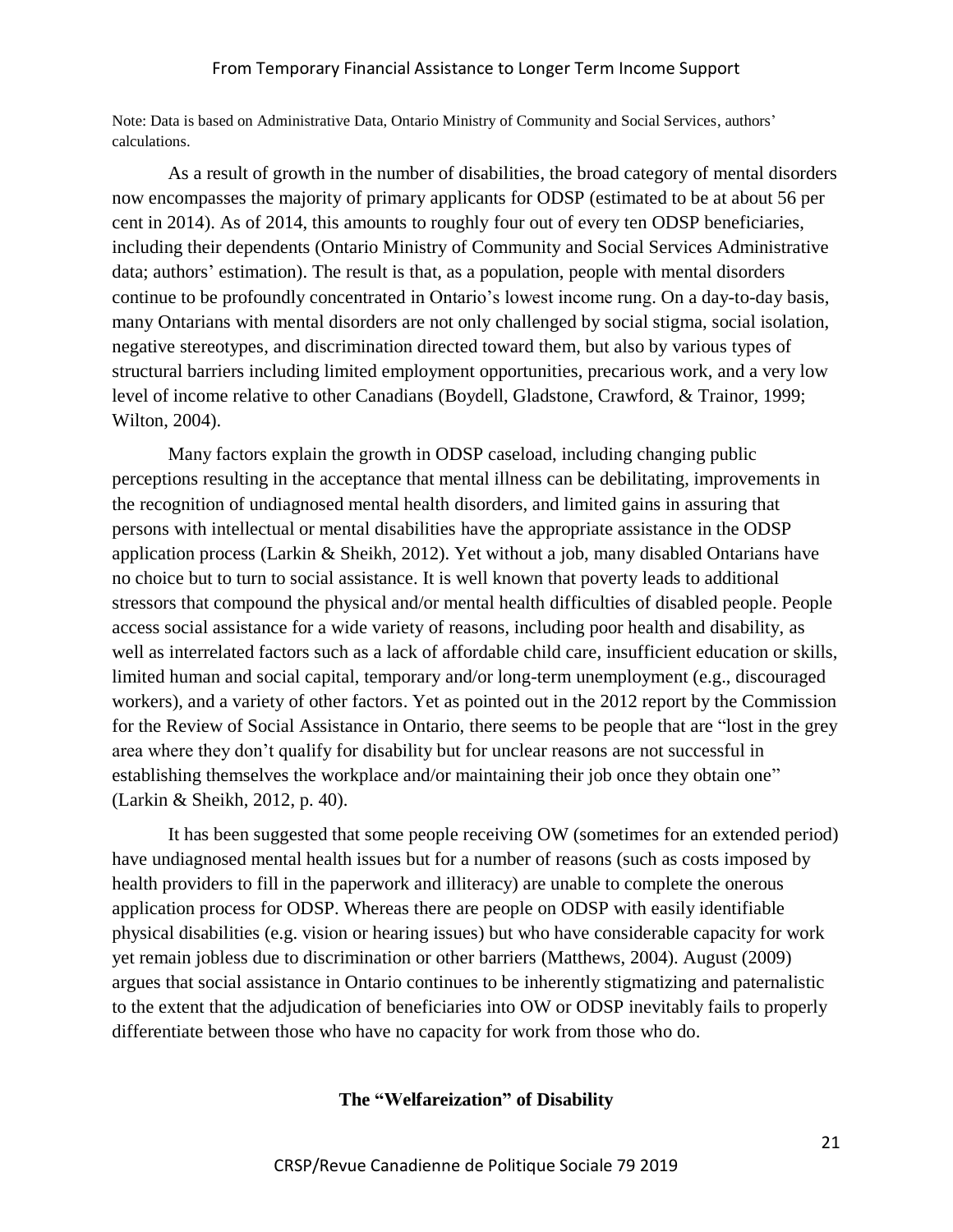Note: Data is based on Administrative Data, Ontario Ministry of Community and Social Services, authors' calculations.

As a result of growth in the number of disabilities, the broad category of mental disorders now encompasses the majority of primary applicants for ODSP (estimated to be at about 56 per cent in 2014). As of 2014, this amounts to roughly four out of every ten ODSP beneficiaries, including their dependents (Ontario Ministry of Community and Social Services Administrative data; authors' estimation). The result is that, as a population, people with mental disorders continue to be profoundly concentrated in Ontario's lowest income rung. On a day-to-day basis, many Ontarians with mental disorders are not only challenged by social stigma, social isolation, negative stereotypes, and discrimination directed toward them, but also by various types of structural barriers including limited employment opportunities, precarious work, and a very low level of income relative to other Canadians (Boydell, Gladstone, Crawford, & Trainor, 1999; Wilton, 2004).

Many factors explain the growth in ODSP caseload, including changing public perceptions resulting in the acceptance that mental illness can be debilitating, improvements in the recognition of undiagnosed mental health disorders, and limited gains in assuring that persons with intellectual or mental disabilities have the appropriate assistance in the ODSP application process (Larkin & Sheikh, 2012). Yet without a job, many disabled Ontarians have no choice but to turn to social assistance. It is well known that poverty leads to additional stressors that compound the physical and/or mental health difficulties of disabled people. People access social assistance for a wide variety of reasons, including poor health and disability, as well as interrelated factors such as a lack of affordable child care, insufficient education or skills, limited human and social capital, temporary and/or long-term unemployment (e.g., discouraged workers), and a variety of other factors. Yet as pointed out in the 2012 report by the Commission for the Review of Social Assistance in Ontario, there seems to be people that are "lost in the grey area where they don't qualify for disability but for unclear reasons are not successful in establishing themselves the workplace and/or maintaining their job once they obtain one" (Larkin & Sheikh, 2012, p. 40).

It has been suggested that some people receiving OW (sometimes for an extended period) have undiagnosed mental health issues but for a number of reasons (such as costs imposed by health providers to fill in the paperwork and illiteracy) are unable to complete the onerous application process for ODSP. Whereas there are people on ODSP with easily identifiable physical disabilities (e.g. vision or hearing issues) but who have considerable capacity for work yet remain jobless due to discrimination or other barriers (Matthews, 2004). August (2009) argues that social assistance in Ontario continues to be inherently stigmatizing and paternalistic to the extent that the adjudication of beneficiaries into OW or ODSP inevitably fails to properly differentiate between those who have no capacity for work from those who do.

## The "Welfareization" of Disability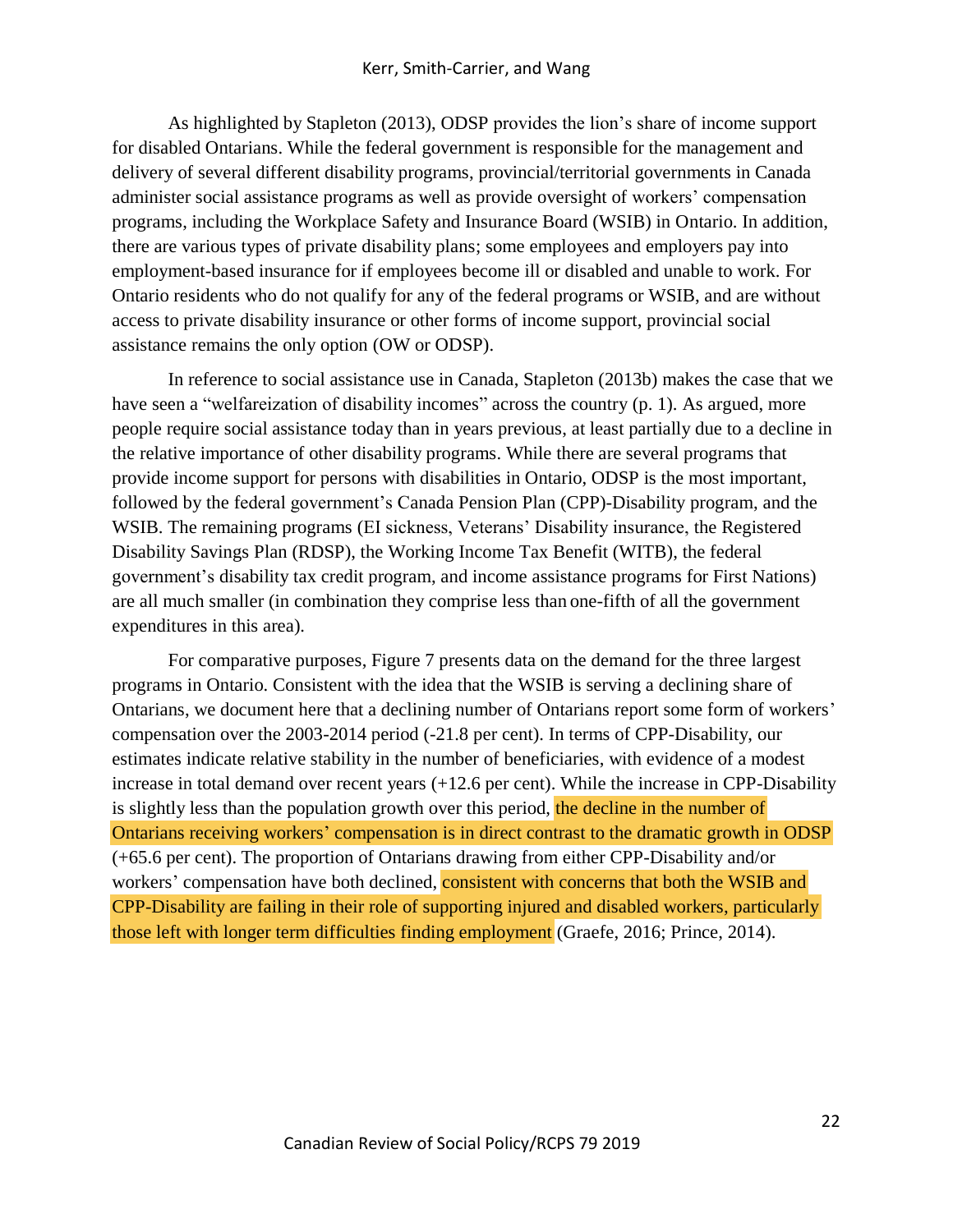As highlighted by Stapleton (2013), ODSP provides the lion's share of income support for disabled Ontarians. While the federal government is responsible for the management and delivery of several different disability programs, provincial/territorial governments in Canada administer social assistance programs as well as provide oversight of workers' compensation programs, including the Workplace Safety and Insurance Board (WSIB) in Ontario. In addition, there are various types of private disability plans; some employees and employers pay into employment-based insurance for if employees become ill or disabled and unable to work. For Ontario residents who do not qualify for any of the federal programs or WSIB, and are without access to private disability insurance or other forms of income support, provincial social assistance remains the only option (OW or ODSP).

In reference to social assistance use in Canada, Stapleton (2013b) makes the case that we have seen a "welfareization of disability incomes" across the country (p. 1). As argued, more people require social assistance today than in years previous, at least partially due to a decline in the relative importance of other disability programs. While there are several programs that provide income support for persons with disabilities in Ontario, ODSP is the most important, followed by the federal government's Canada Pension Plan (CPP)-Disability program, and the WSIB. The remaining programs (EI sickness, Veterans' Disability insurance, the Registered Disability Savings Plan (RDSP), the Working Income Tax Benefit (WITB), the federal government's disability tax credit program, and income assistance programs for First Nations) are all much smaller (in combination they comprise less than one-fifth of all the government expenditures in this area).

For comparative purposes, Figure 7 presents data on the demand for the three largest programs in Ontario. Consistent with the idea that the WSIB is serving a declining share of Ontarians, we document here that a declining number of Ontarians report some form of workers' compensation over the 2003-2014 period (-21.8 per cent). In terms of CPP-Disability, our estimates indicate relative stability in the number of beneficiaries, with evidence of a modest increase in total demand over recent years (+12.6 per cent). While the increase in CPP-Disability is slightly less than the population growth over this period, the decline in the number of Ontarians receiving workers' compensation is in direct contrast to the dramatic growth in ODSP (+65.6 per cent). The proportion of Ontarians drawing from either CPP-Disability and/or workers' compensation have both declined, consistent with concerns that both the WSIB and CPP-Disability are failing in their role of supporting injured and disabled workers, particularly those left with longer term difficulties finding employment (Graefe, 2016; Prince, 2014).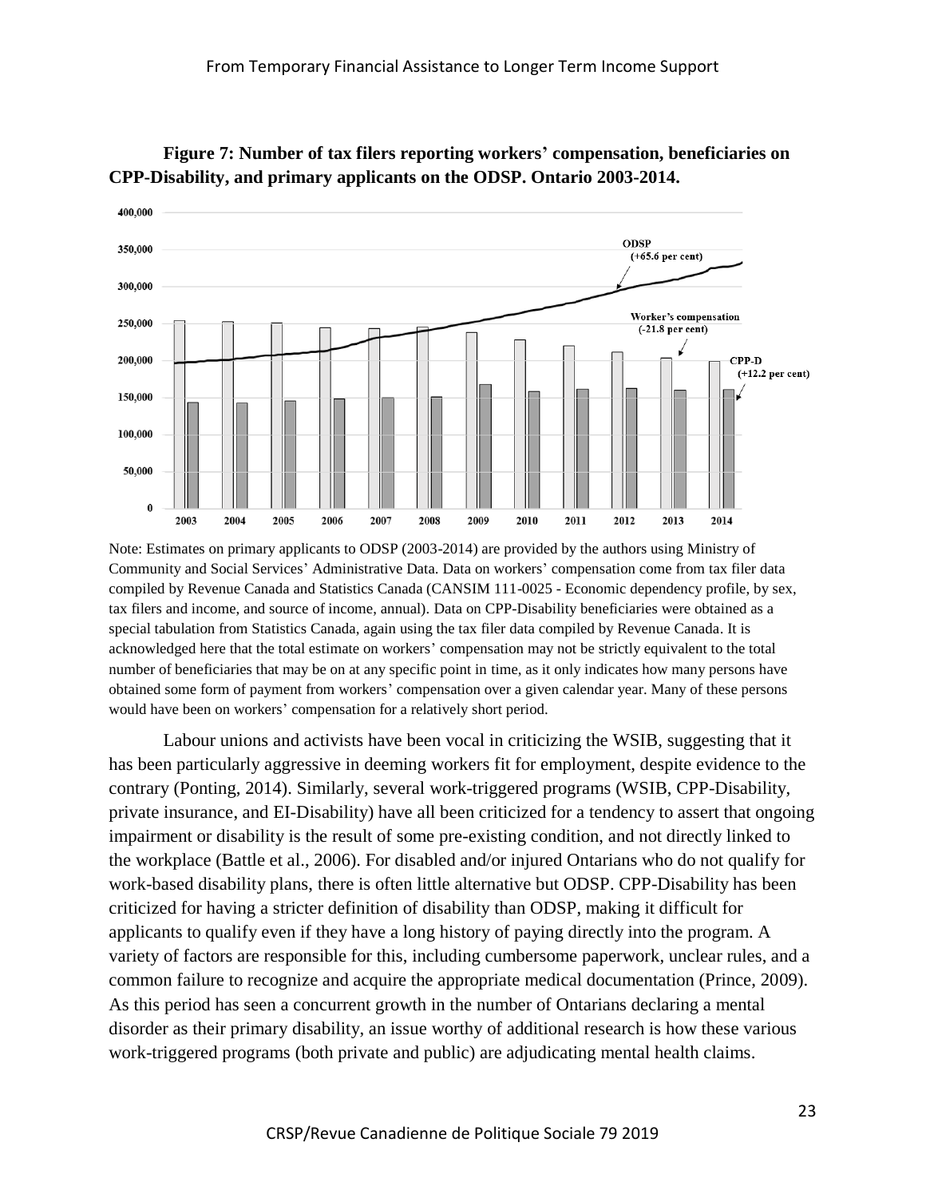**Figure 7: Number of tax filers reporting workers' compensation, beneficiaries on CPP-Disability, and primary applicants on the ODSP. Ontario 2003-2014.**

Note: Estimates on primary applicants to ODSP (2003-2014) are provided by the authors using Ministry of Community and Social Services' Administrative Data. Data on workers' compensation come from tax filer data compiled by Revenue Canada and Statistics Canada (CANSIM 111-0025 - Economic dependency profile, by sex, tax filers and income, and source of income, annual). Data on CPP-Disability beneficiaries were obtained as a special tabulation from Statistics Canada, again using the tax filer data compiled by Revenue Canada. It is acknowledged here that the total estimate on workers' compensation may not be strictly equivalent to the total number of beneficiaries that may be on at any specific point in time, as it only indicates how many persons have obtained some form of payment from workers' compensation over a given calendar year. Many of these persons would have been on workers' compensation for a relatively short period.

Labour unions and activists have been vocal in criticizing the WSIB, suggesting that it has been particularly aggressive in deeming workers fit for employment, despite evidence to the contrary (Ponting, 2014). Similarly, several work-triggered programs (WSIB, CPP-Disability, private insurance, and EI-Disability) have all been criticized for a tendency to assert that ongoing impairment or disability is the result of some pre-existing condition, and not directly linked to the workplace (Battle et al., 2006). For disabled and/or injured Ontarians who do not qualify for work-based disability plans, there is often little alternative but ODSP. CPP-Disability has been criticized for having a stricter definition of disability than ODSP, making it difficult for applicants to qualify even if they have a long history of paying directly into the program. A variety of factors are responsible for this, including cumbersome paperwork, unclear rules, and a common failure to recognize and acquire the appropriate medical documentation (Prince, 2009). As this period has seen a concurrent growth in the number of Ontarians declaring a mental disorder as their primary disability, an issue worthy of additional research is how these various work-triggered programs (both private and public) are adjudicating mental health claims.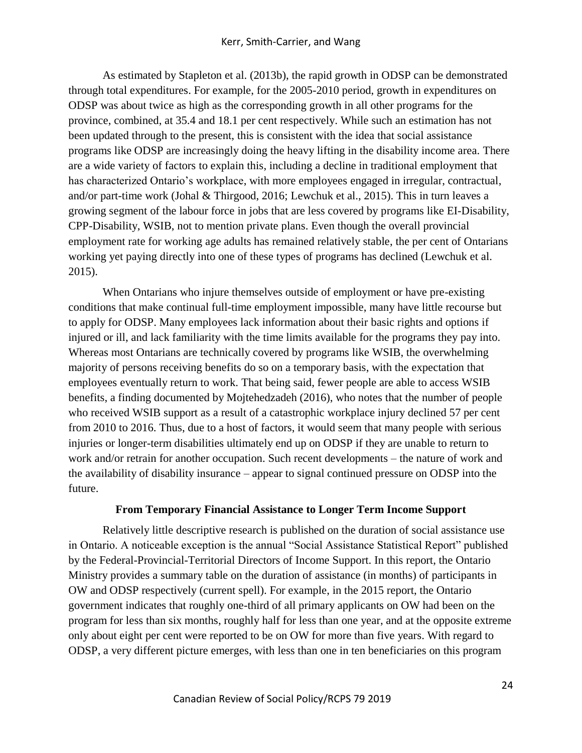As estimated by Stapleton et al. (2013b), the rapid growth in ODSP can be demonstrated through total expenditures. For example, for the 2005-2010 period, growth in expenditures on ODSP was about twice as high as the corresponding growth in all other programs for the province, combined, at 35.4 and 18.1 per cent respectively. While such an estimation has not been updated through to the present, this is consistent with the idea that social assistance programs like ODSP are increasingly doing the heavy lifting in the disability income area. There are a wide variety of factors to explain this, including a decline in traditional employment that has characterized Ontario's workplace, with more employees engaged in irregular, contractual, and/or part-time work (Johal & Thirgood, 2016; Lewchuk et al., 2015). This in turn leaves a growing segment of the labour force in jobs that are less covered by programs like EI-Disability, CPP-Disability, WSIB, not to mention private plans. Even though the overall provincial employment rate for working age adults has remained relatively stable, the per cent of Ontarians working yet paying directly into one of these types of programs has declined (Lewchuk et al. 2015).

When Ontarians who injure themselves outside of employment or have pre-existing conditions that make continual full-time employment impossible, many have little recourse but to apply for ODSP. Many employees lack information about their basic rights and options if injured or ill, and lack familiarity with the time limits available for the programs they pay into. Whereas most Ontarians are technically covered by programs like WSIB, the overwhelming majority of persons receiving benefits do so on a temporary basis, with the expectation that employees eventually return to work. That being said, fewer people are able to access WSIB benefits, a finding documented by Mojtehedzadeh (2016), who notes that the number of people who received WSIB support as a result of a catastrophic workplace injury declined 57 per cent from 2010 to 2016. Thus, due to a host of factors, it would seem that many people with serious injuries or longer-term disabilities ultimately end up on ODSP if they are unable to return to work and/or retrain for another occupation. Such recent developments – the nature of work and the availability of disability insurance – appear to signal continued pressure on ODSP into the future.

### From Temporary Financial Assistance to Longer Term Income Support

Relatively little descriptive research is published on the duration of social assistance use in Ontario. A noticeable exception is the annual "Social Assistance Statistical Report" published by the Federal-Provincial-Territorial Directors of Income Support. In this report, the Ontario Ministry provides a summary table on the duration of assistance (in months) of participants in OW and ODSP respectively (current spell). For example, in the 2015 report, the Ontario government indicates that roughly one-third of all primary applicants on OW had been on the program for less than six months, roughly half for less than one year, and at the opposite extreme only about eight per cent were reported to be on OW for more than five years. With regard to ODSP, a very different picture emerges, with less than one in ten beneficiaries on this program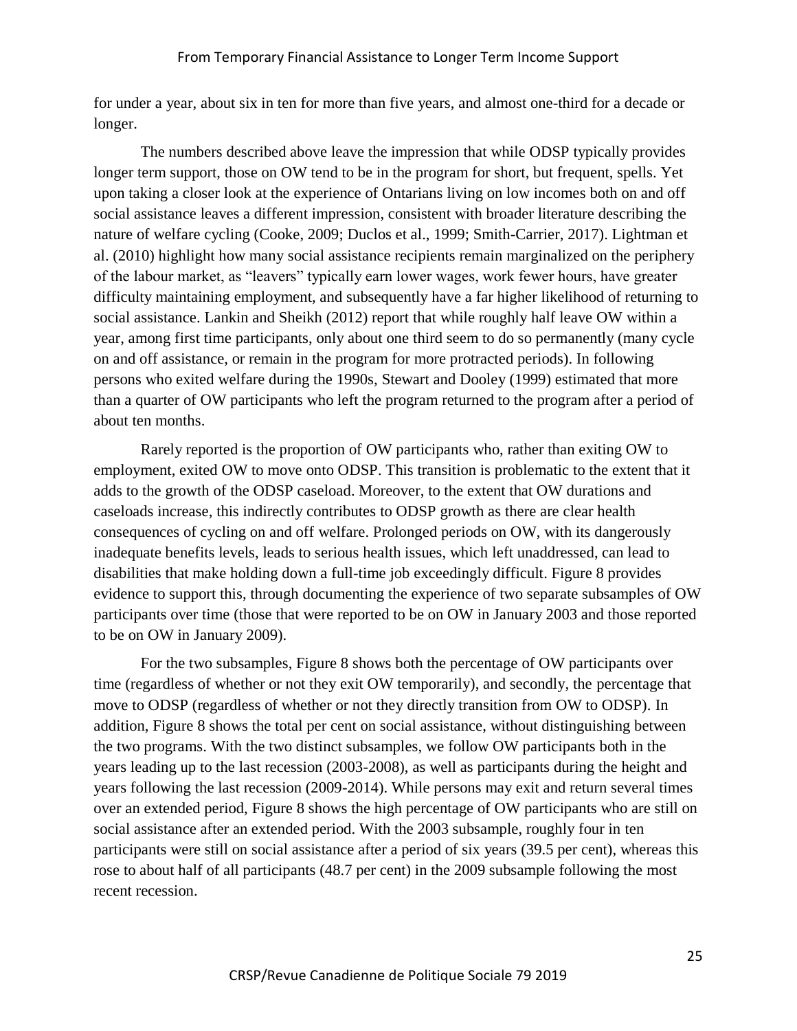for under a year, about six in ten for more than five years, and almost one-third for a decade or longer.

The numbers described above leave the impression that while ODSP typically provides longer term support, those on OW tend to be in the program for short, but frequent, spells. Yet upon taking a closer look at the experience of Ontarians living on low incomes both on and off social assistance leaves a different impression, consistent with broader literature describing the nature of welfare cycling (Cooke, 2009; Duclos et al., 1999; Smith-Carrier, 2017). Lightman et al. (2010) highlight how many social assistance recipients remain marginalized on the periphery of the labour market, as "leavers" typically earn lower wages, work fewer hours, have greater difficulty maintaining employment, and subsequently have a far higher likelihood of returning to social assistance. Lankin and Sheikh (2012) report that while roughly half leave OW within a year, among first time participants, only about one third seem to do so permanently (many cycle on and off assistance, or remain in the program for more protracted periods). In following persons who exited welfare during the 1990s, Stewart and Dooley (1999) estimated that more than a quarter of OW participants who left the program returned to the program after a period of about ten months.

Rarely reported is the proportion of OW participants who, rather than exiting OW to employment, exited OW to move onto ODSP. This transition is problematic to the extent that it adds to the growth of the ODSP caseload. Moreover, to the extent that OW durations and caseloads increase, this indirectly contributes to ODSP growth as there are clear health consequences of cycling on and off welfare. Prolonged periods on OW, with its dangerously inadequate benefits levels, leads to serious health issues, which left unaddressed, can lead to disabilities that make holding down a full-time job exceedingly difficult. Figure 8 provides evidence to support this, through documenting the experience of two separate subsamples of OW participants over time (those that were reported to be on OW in January 2003 and those reported to be on OW in January 2009).

For the two subsamples, Figure 8 shows both the percentage of OW participants over time (regardless of whether or not they exit OW temporarily), and secondly, the percentage that move to ODSP (regardless of whether or not they directly transition from OW to ODSP). In addition, Figure 8 shows the total per cent on social assistance, without distinguishing between the two programs. With the two distinct subsamples, we follow OW participants both in the years leading up to the last recession (2003-2008), as well as participants during the height and years following the last recession (2009-2014). While persons may exit and return several times over an extended period, Figure 8 shows the high percentage of OW participants who are still on social assistance after an extended period. With the 2003 subsample, roughly four in ten participants were still on social assistance after a period of six years (39.5 per cent), whereas this rose to about half of all participants (48.7 per cent) in the 2009 subsample following the most recent recession.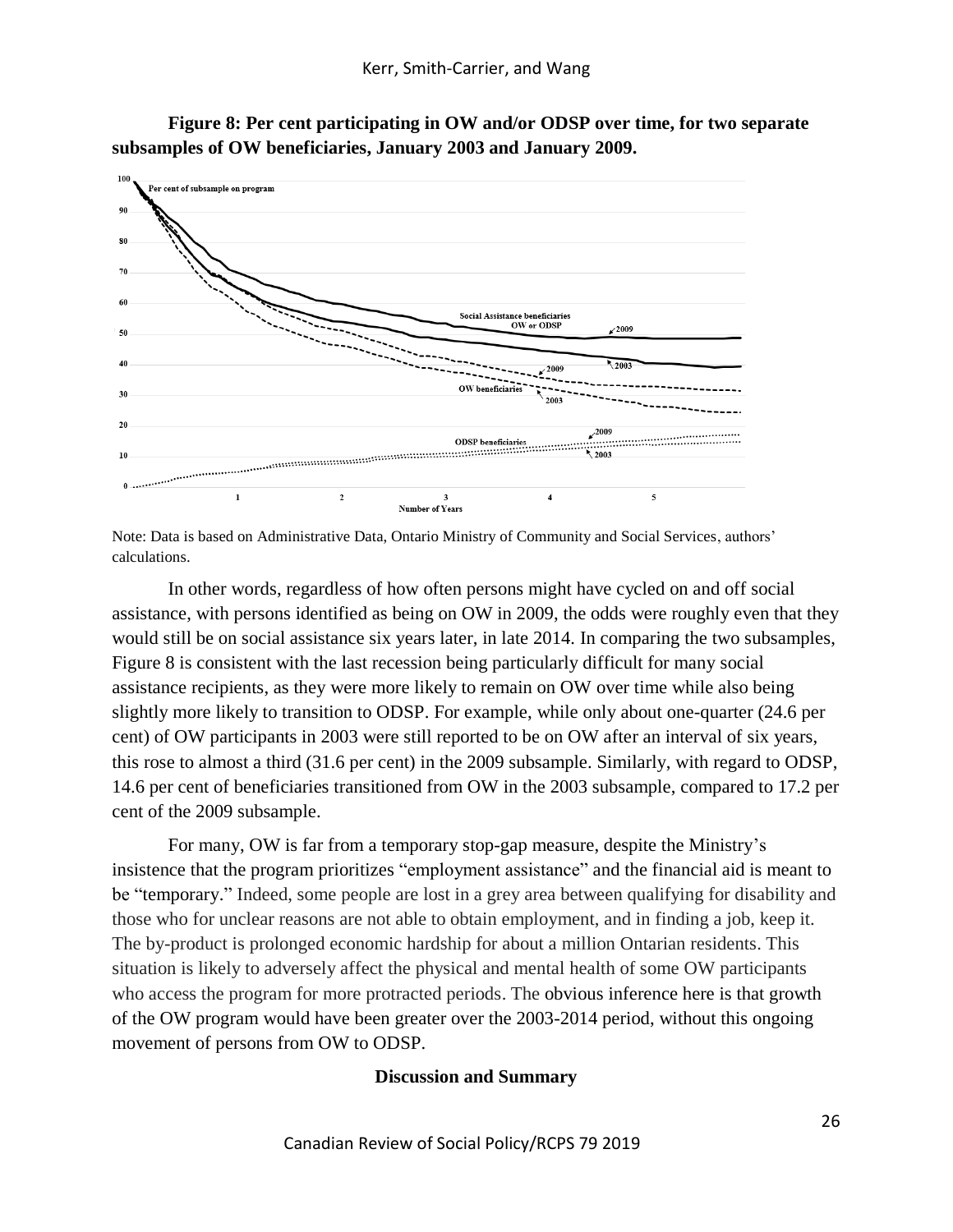**Figure 8: Per cent participating in OW and/or ODSP over time, for two separate subsamples of OW beneficiaries, January 2003 and January 2009.**

Note: Data is based on Administrative Data, Ontario Ministry of Community and Social Services, authors' calculations.

In other words, regardless of how often persons might have cycled on and off social assistance, with persons identified as being on OW in 2009, the odds were roughly even that they would still be on social assistance six years later, in late 2014. In comparing the two subsamples, Figure 8 is consistent with the last recession being particularly difficult for many social assistance recipients, as they were more likely to remain on OW over time while also being slightly more likely to transition to ODSP. For example, while only about one-quarter (24.6 per cent) of OW participants in 2003 were still reported to be on OW after an interval of six years, this rose to almost a third (31.6 per cent) in the 2009 subsample. Similarly, with regard to ODSP, 14.6 per cent of beneficiaries transitioned from OW in the 2003 subsample, compared to 17.2 per cent of the 2009 subsample.

For many, OW is far from a temporary stop-gap measure, despite the Ministry's insistence that the program prioritizes "employment assistance" and the financial aid is meant to be "temporary." Indeed, some people are lost in a grey area between qualifying for disability and those who for unclear reasons are not able to obtain employment, and in finding a job, keep it. The by-product is prolonged economic hardship for about a million Ontarian residents. This situation is likely to adversely affect the physical and mental health of some OW participants who access the program for more protracted periods. The obvious inference here is that growth of the OW program would have been greater over the 2003-2014 period, without this ongoing movement of persons from OW to ODSP.

## Discussion and Summary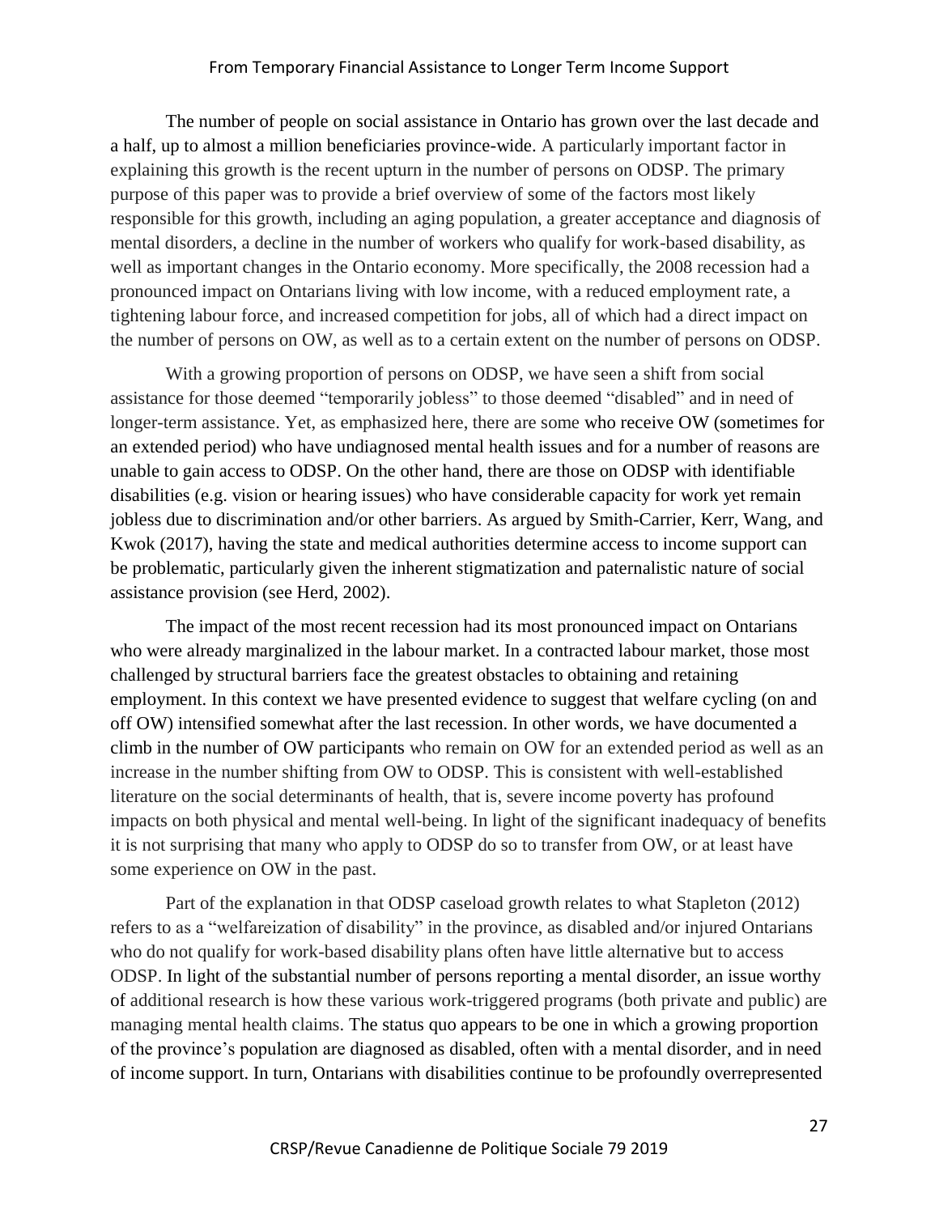The number of people on social assistance in Ontario has grown over the last decade and a half, up to almost a million beneficiaries province-wide. A particularly important factor in explaining this growth is the recent upturn in the number of persons on ODSP. The primary purpose of this paper was to provide a brief overview of some of the factors most likely responsible for this growth, including an aging population, a greater acceptance and diagnosis of mental disorders, a decline in the number of workers who qualify for work-based disability, as well as important changes in the Ontario economy. More specifically, the 2008 recession had a pronounced impact on Ontarians living with low income, with a reduced employment rate, a tightening labour force, and increased competition for jobs, all of which had a direct impact on the number of persons on OW, as well as to a certain extent on the number of persons on ODSP.

With a growing proportion of persons on ODSP, we have seen a shift from social assistance for those deemed "temporarily jobless" to those deemed "disabled" and in need of longer-term assistance. Yet, as emphasized here, there are some who receive OW (sometimes for an extended period) who have undiagnosed mental health issues and for a number of reasons are unable to gain access to ODSP. On the other hand, there are those on ODSP with identifiable disabilities (e.g. vision or hearing issues) who have considerable capacity for work yet remain jobless due to discrimination and/or other barriers. As argued by Smith-Carrier, Kerr, Wang, and Kwok (2017), having the state and medical authorities determine access to income support can be problematic, particularly given the inherent stigmatization and paternalistic nature of social assistance provision (see Herd, 2002).

The impact of the most recent recession had its most pronounced impact on Ontarians who were already marginalized in the labour market. In a contracted labour market, those most challenged by structural barriers face the greatest obstacles to obtaining and retaining employment. In this context we have presented evidence to suggest that welfare cycling (on and off OW) intensified somewhat after the last recession. In other words, we have documented a climb in the number of OW participants who remain on OW for an extended period as well as an increase in the number shifting from OW to ODSP. This is consistent with well-established literature on the social determinants of health, that is, severe income poverty has profound impacts on both physical and mental well-being. In light of the significant inadequacy of benefits it is not surprising that many who apply to ODSP do so to transfer from OW, or at least have some experience on OW in the past.

Part of the explanation in that ODSP caseload growth relates to what Stapleton (2012) refers to as a "welfareization of disability" in the province, as disabled and/or injured Ontarians who do not qualify for work-based disability plans often have little alternative but to access ODSP. In light of the substantial number of persons reporting a mental disorder, an issue worthy of additional research is how these various work-triggered programs (both private and public) are managing mental health claims. The status quo appears to be one in which a growing proportion of the province's population are diagnosed as disabled, often with a mental disorder, and in need of income support. In turn, Ontarians with disabilities continue to be profoundly overrepresented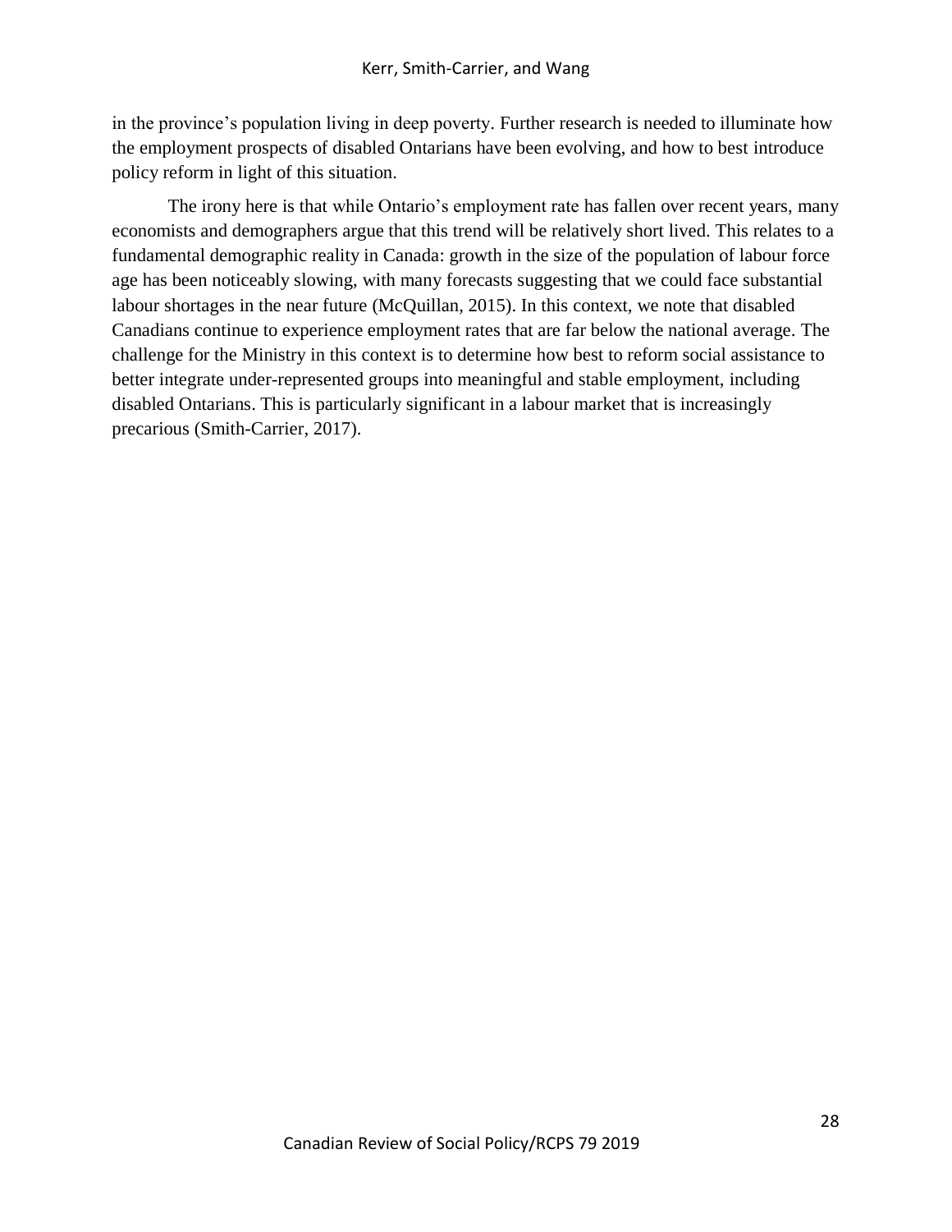in the province's population living in deep poverty. Further research is needed to illuminate how the employment prospects of disabled Ontarians have been evolving, and how to best introduce policy reform in light of this situation.

The irony here is that while Ontario's employment rate has fallen over recent years, many economists and demographers argue that this trend will be relatively short lived. This relates to a fundamental demographic reality in Canada: growth in the size of the population of labour force age has been noticeably slowing, with many forecasts suggesting that we could face substantial labour shortages in the near future (McQuillan, 2015). In this context, we note that disabled Canadians continue to experience employment rates that are far below the national average. The challenge for the Ministry in this context is to determine how best to reform social assistance to better integrate under-represented groups into meaningful and stable employment, including disabled Ontarians. This is particularly significant in a labour market that is increasingly precarious (Smith-Carrier, 2017).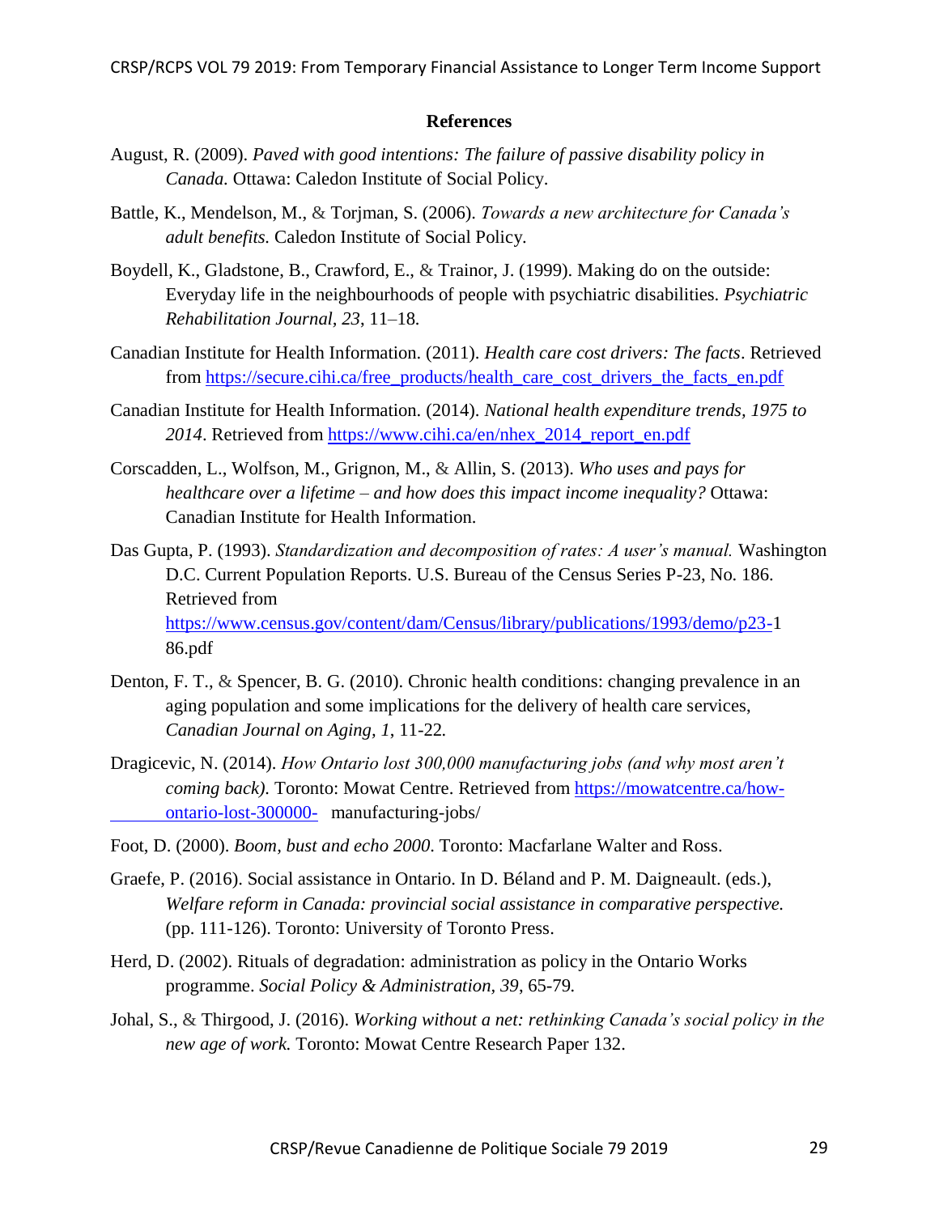## References

August, R. (2009). *Paved with good intentions: The failure of passive disability policy in Canada.* Ottawa: Caledon Institute of Social Policy.

Battle, K., Mendelson, M., & Torjman, S. (2006). *Towards a new architecture for Canada's adult benefits.* Caledon Institute of Social Policy.

Boydell, K., Gladstone, B., Crawford, E., & Trainor, J. (1999). Making do on the outside: Everyday life in the neighbourhoods of people with psychiatric disabilities. *Psychiatric Rehabilitation Journal, 23*, 11–18.

Canadian Institute for Health Information. (2011). *Health care cost drivers: The facts*. Retrieved from https://secure.cihi.ca/free_products/health_care_cost_drivers_the_facts_en.pdf

Canadian Institute for Health Information. (2014). *National health expenditure trends, 1975 to 2014*. Retrieved from https://www.cihi.ca/en/nhex_2014_report_en.pdf

Corscadden, L., Wolfson, M., Grignon, M., & Allin, S. (2013). *Who uses and pays for healthcare over a lifetime – and how does this impact income inequality?* Ottawa: Canadian Institute for Health Information.

Das Gupta, P. (1993). *Standardization and decomposition of rates: A user's manual.* Washington D.C. Current Population Reports. U.S. Bureau of the Census Series P-23, No. 186. Retrieved from https://www.census.gov/content/dam/Census/library/publications/1993/demo/p23-186.pdf

Denton, F. T., & Spencer, B. G. (2010). Chronic health conditions: changing prevalence in an aging population and some implications for the delivery of health care services, *Canadian Journal on Aging, 1*, 11-22.

Dragicevic, N. (2014). *How Ontario lost 300,000 manufacturing jobs (and why most aren't coming back).* Toronto: Mowat Centre. Retrieved from https://mowatcentre.ca/how-ontario-lost-300000- manufacturing-jobs/

Foot, D. (2000). *Boom, bust and echo 2000*. Toronto: Macfarlane Walter and Ross.

Graefe, P. (2016). Social assistance in Ontario. In D. Béland and P. M. Daigneault. (eds.), *Welfare reform in Canada: provincial social assistance in comparative perspective.* (pp. 111-126). Toronto: University of Toronto Press.

Herd, D. (2002). Rituals of degradation: administration as policy in the Ontario Works programme. *Social Policy & Administration, 39*, 65-79.

Johal, S., & Thirgood, J. (2016). *Working without a net: rethinking Canada's social policy in the new age of work.* Toronto: Mowat Centre Research Paper 132.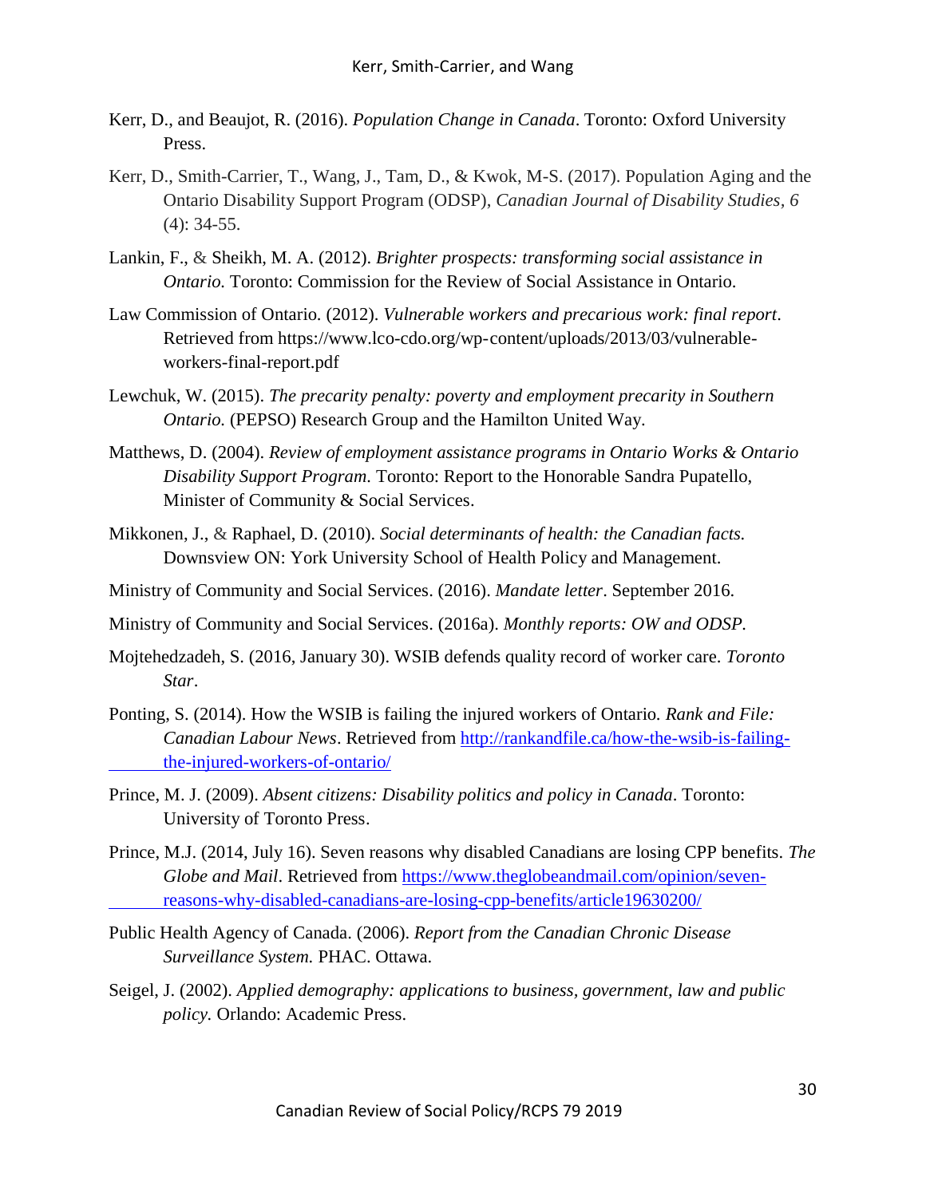Kerr, D., and Beaujot, R. (2016). *Population Change in Canada*. Toronto: Oxford University Press.

Kerr, D., Smith-Carrier, T., Wang, J., Tam, D., & Kwok, M-S. (2017). Population Aging and the Ontario Disability Support Program (ODSP), *Canadian Journal of Disability Studies, 6* (4): 34-55.

Lankin, F., & Sheikh, M. A. (2012). *Brighter prospects: transforming social assistance in Ontario.* Toronto: Commission for the Review of Social Assistance in Ontario.

Law Commission of Ontario. (2012). *Vulnerable workers and precarious work: final report*. Retrieved from https://www.lco-cdo.org/wp-content/uploads/2013/03/vulnerable-workers-final-report.pdf

Lewchuk, W. (2015). *The precarity penalty: poverty and employment precarity in Southern Ontario.* (PEPSO) Research Group and the Hamilton United Way.

Matthews, D. (2004). *Review of employment assistance programs in Ontario Works & Ontario Disability Support Program.* Toronto: Report to the Honorable Sandra Pupatello, Minister of Community & Social Services.

Mikkonen, J., & Raphael, D. (2010). *Social determinants of health: the Canadian facts.* Downsview ON: York University School of Health Policy and Management.

Ministry of Community and Social Services. (2016). *Mandate letter*. September 2016.

Ministry of Community and Social Services. (2016a). *Monthly reports: OW and ODSP.*

Mojtehedzadeh, S. (2016, January 30). WSIB defends quality record of worker care. *Toronto Star*.

Ponting, S. (2014). How the WSIB is failing the injured workers of Ontario. *Rank and File: Canadian Labour News*. Retrieved from http://rankandfile.ca/how-the-wsib-is-failing-the-injured-workers-of-ontario/

Prince, M. J. (2009). *Absent citizens: Disability politics and policy in Canada*. Toronto: University of Toronto Press.

Prince, M.J. (2014, July 16). Seven reasons why disabled Canadians are losing CPP benefits. *The Globe and Mail*. Retrieved from https://www.theglobeandmail.com/opinion/seven-reasons-why-disabled-canadians-are-losing-cpp-benefits/article19630200/

Public Health Agency of Canada. (2006). *Report from the Canadian Chronic Disease Surveillance System.* PHAC. Ottawa.

Seigel, J. (2002). *Applied demography: applications to business, government, law and public policy.* Orlando: Academic Press.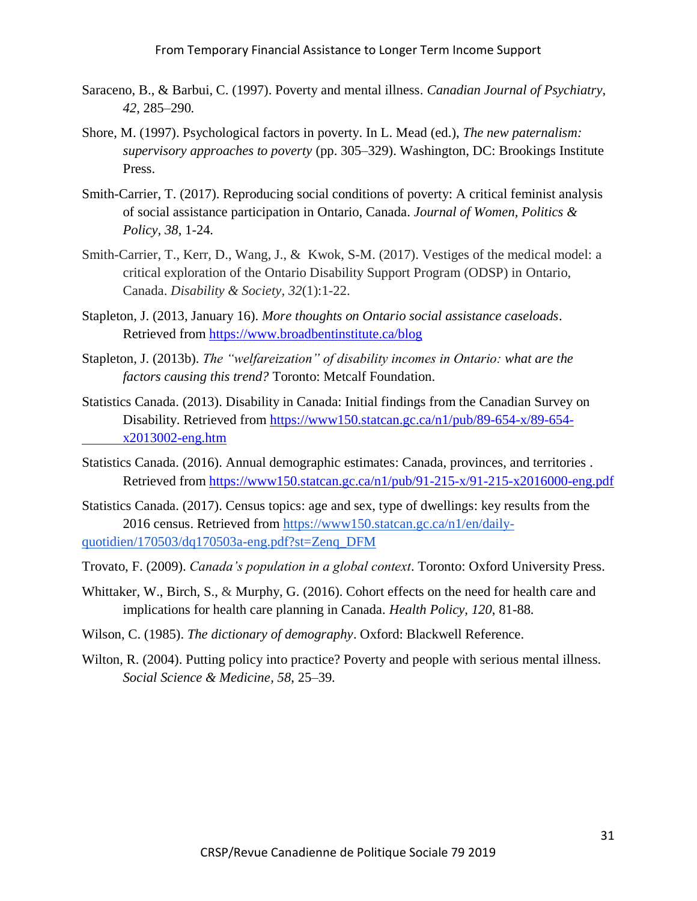Saraceno, B., & Barbui, C. (1997). Poverty and mental illness. *Canadian Journal of Psychiatry*, *42*, 285–290.

Shore, M. (1997). Psychological factors in poverty. In L. Mead (ed.), *The new paternalism: supervisory approaches to poverty* (pp. 305–329). Washington, DC: Brookings Institute Press.

Smith-Carrier, T. (2017). Reproducing social conditions of poverty: A critical feminist analysis of social assistance participation in Ontario, Canada. *Journal of Women, Politics & Policy*, *38*, 1-24.

Smith-Carrier, T., Kerr, D., Wang, J., & Kwok, S-M. (2017). Vestiges of the medical model: a critical exploration of the Ontario Disability Support Program (ODSP) in Ontario, Canada. *Disability & Society*, *32*(1):1-22.

Stapleton, J. (2013, January 16). *More thoughts on Ontario social assistance caseloads*. Retrieved from https://www.broadbentinstitute.ca/blog

Stapleton, J. (2013b). *The "welfareization" of disability incomes in Ontario: what are the factors causing this trend?* Toronto: Metcalf Foundation.

Statistics Canada. (2013). Disability in Canada: Initial findings from the Canadian Survey on Disability. Retrieved from https://www150.statcan.gc.ca/n1/pub/89-654-x/89-654-x2013002-eng.htm

Statistics Canada. (2016). Annual demographic estimates: Canada, provinces, and territories . Retrieved from https://www150.statcan.gc.ca/n1/pub/91-215-x/91-215-x2016000-eng.pdf

Statistics Canada. (2017). Census topics: age and sex, type of dwellings: key results from the 2016 census. Retrieved from https://www150.statcan.gc.ca/n1/en/daily-quotidien/170503/dq170503a-eng.pdf?st=Zenq_DFM

Trovato, F. (2009). *Canada's population in a global context*. Toronto: Oxford University Press.

Whittaker, W., Birch, S., & Murphy, G. (2016). Cohort effects on the need for health care and implications for health care planning in Canada. *Health Policy*, *120*, 81-88.

Wilson, C. (1985). *The dictionary of demography*. Oxford: Blackwell Reference.

Wilton, R. (2004). Putting policy into practice? Poverty and people with serious mental illness. *Social Science & Medicine*, *58*, 25–39.